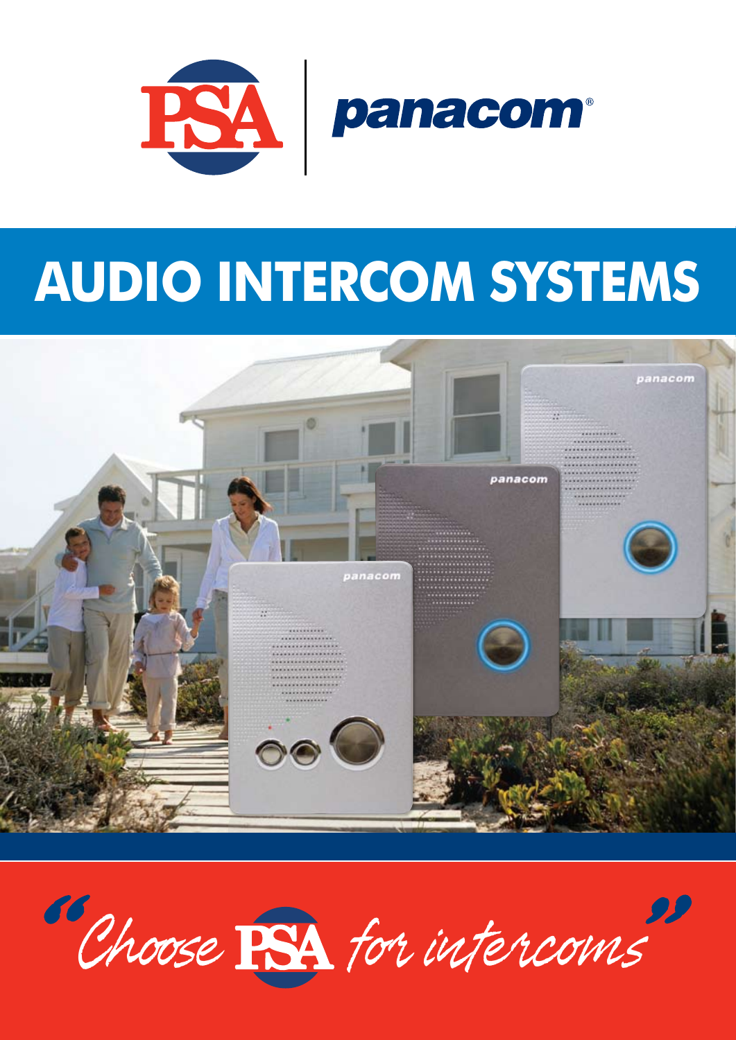PSA | panacom®

# AUDIO INTERCOM SYSTEMS

"Choose PSA for intercoms"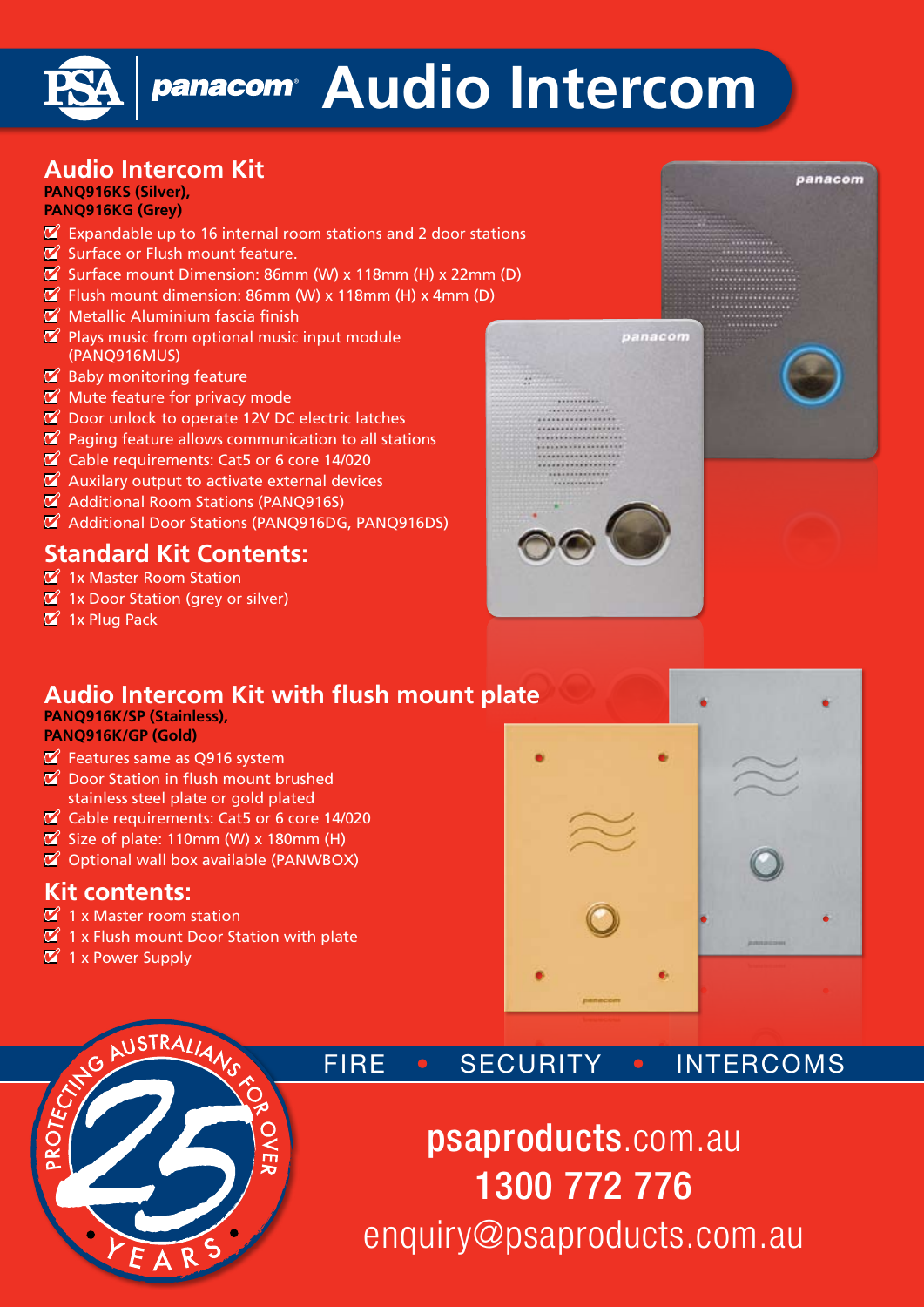# PSA | panacom Audio Intercom

## Audio Intercom Kit

**PANQ916KS (Silver), PANQ916KG (Grey)**

- Expandable up to 16 internal room stations and 2 door stations
- Surface or Flush mount feature.
- Surface mount Dimension: 86mm (W) x 118mm (H) x 22mm (D)
- Flush mount dimension: 86mm (W) x 118mm (H) x 4mm (D)
- Metallic Aluminium fascia finish
- Plays music from optional music input module (PANQ916MUS)
- Baby monitoring feature
- Mute feature for privacy mode
- Door unlock to operate 12V DC electric latches
- Paging feature allows communication to all stations
- Cable requirements: Cat5 or 6 core 14/020
- Auxilary output to activate external devices
- Additional Room Stations (PANQ916S)
- Additional Door Stations (PANQ916DG, PANQ916DS)

## Standard Kit Contents:

- 1x Master Room Station
- 1x Door Station (grey or silver)
- 1x Plug Pack

## Audio Intercom Kit with flush mount plate

**PANQ916K/SP (Stainless), PANQ916K/GP (Gold)**

- Features same as Q916 system
- Door Station in flush mount brushed stainless steel plate or gold plated
- Cable requirements: Cat5 or 6 core 14/020
- Size of plate: 110mm (W) x 180mm (H)
- Optional wall box available (PANWBOX)

## Kit contents:

- 1 x Master room station
- 1 x Flush mount Door Station with plate
- 1 x Power Supply

PROTECTING AUSTRALIANS FOR OVER 25 YEARS

FIRE • SECURITY • INTERCOMS

**psaproducts**.com.au

1300 772 776

enquiry@psaproducts.com.au